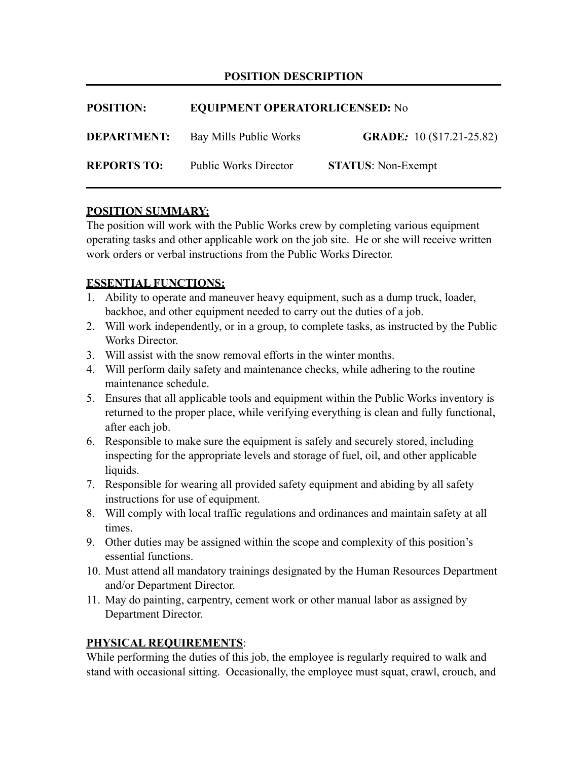## POSITION DESCRIPTION

**POSITION:** **EQUIPMENT OPERATORLICENSED:** No

**DEPARTMENT:** Bay Mills Public Works **GRADE*:*** 10 ($17.21-25.82)

**REPORTS TO:** Public Works Director **STATUS**: Non-Exempt

**POSITION SUMMARY:**

The position will work with the Public Works crew by completing various equipment operating tasks and other applicable work on the job site. He or she will receive written work orders or verbal instructions from the Public Works Director.

**ESSENTIAL FUNCTIONS:**

1. Ability to operate and maneuver heavy equipment, such as a dump truck, loader, backhoe, and other equipment needed to carry out the duties of a job.
2. Will work independently, or in a group, to complete tasks, as instructed by the Public Works Director.
3. Will assist with the snow removal efforts in the winter months.
4. Will perform daily safety and maintenance checks, while adhering to the routine maintenance schedule.
5. Ensures that all applicable tools and equipment within the Public Works inventory is returned to the proper place, while verifying everything is clean and fully functional, after each job.
6. Responsible to make sure the equipment is safely and securely stored, including inspecting for the appropriate levels and storage of fuel, oil, and other applicable liquids.
7. Responsible for wearing all provided safety equipment and abiding by all safety instructions for use of equipment.
8. Will comply with local traffic regulations and ordinances and maintain safety at all times.
9. Other duties may be assigned within the scope and complexity of this position's essential functions.
10. Must attend all mandatory trainings designated by the Human Resources Department and/or Department Director.
11. May do painting, carpentry, cement work or other manual labor as assigned by Department Director.

**PHYSICAL REQUIREMENTS**:

While performing the duties of this job, the employee is regularly required to walk and stand with occasional sitting. Occasionally, the employee must squat, crawl, crouch, and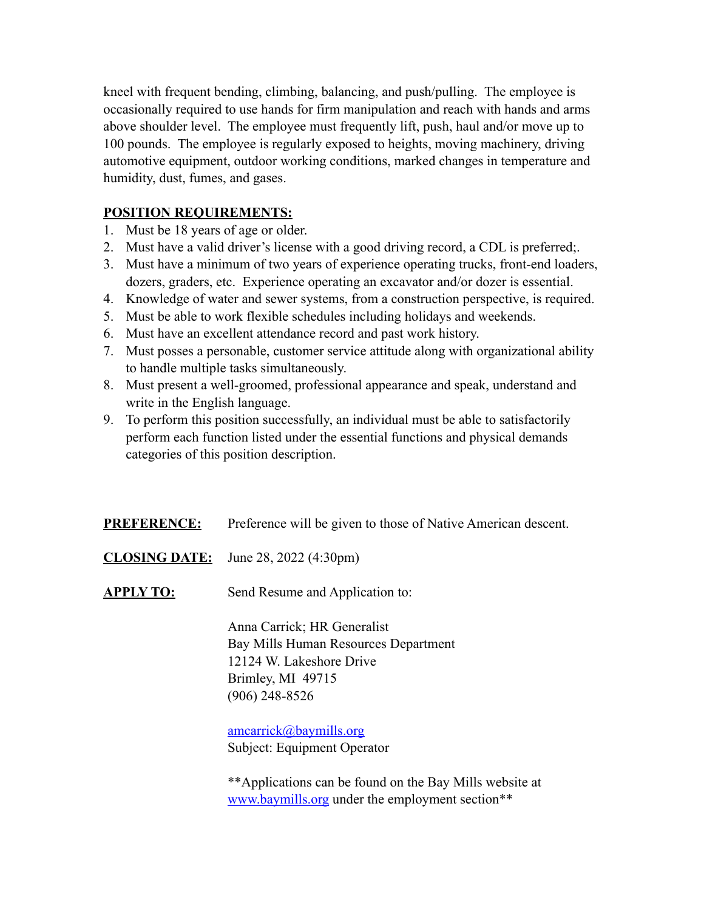kneel with frequent bending, climbing, balancing, and push/pulling. The employee is occasionally required to use hands for firm manipulation and reach with hands and arms above shoulder level. The employee must frequently lift, push, haul and/or move up to 100 pounds. The employee is regularly exposed to heights, moving machinery, driving automotive equipment, outdoor working conditions, marked changes in temperature and humidity, dust, fumes, and gases.

**POSITION REQUIREMENTS:**

1. Must be 18 years of age or older.
2. Must have a valid driver's license with a good driving record, a CDL is preferred;.
3. Must have a minimum of two years of experience operating trucks, front-end loaders, dozers, graders, etc. Experience operating an excavator and/or dozer is essential.
4. Knowledge of water and sewer systems, from a construction perspective, is required.
5. Must be able to work flexible schedules including holidays and weekends.
6. Must have an excellent attendance record and past work history.
7. Must posses a personable, customer service attitude along with organizational ability to handle multiple tasks simultaneously.
8. Must present a well-groomed, professional appearance and speak, understand and write in the English language.
9. To perform this position successfully, an individual must be able to satisfactorily perform each function listed under the essential functions and physical demands categories of this position description.

**PREFERENCE:** Preference will be given to those of Native American descent.

**CLOSING DATE:** June 28, 2022 (4:30pm)

**APPLY TO:** Send Resume and Application to:

Anna Carrick; HR Generalist
Bay Mills Human Resources Department
12124 W. Lakeshore Drive
Brimley, MI 49715
(906) 248-8526

amcarrick@baymills.org
Subject: Equipment Operator

**Applications can be found on the Bay Mills website at www.baymills.org under the employment section**